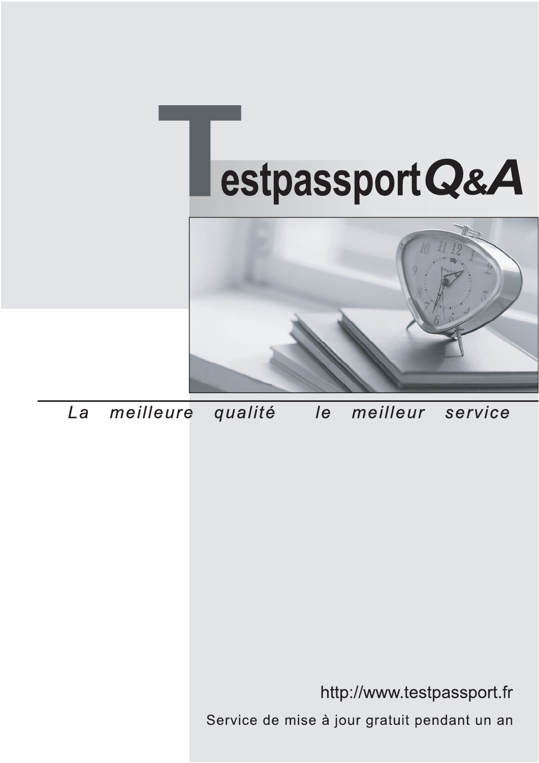# TestpassportQ&A

*La meilleure qualité le meilleur service*

http://www.testpassport.fr

Service de mise à jour gratuit pendant un an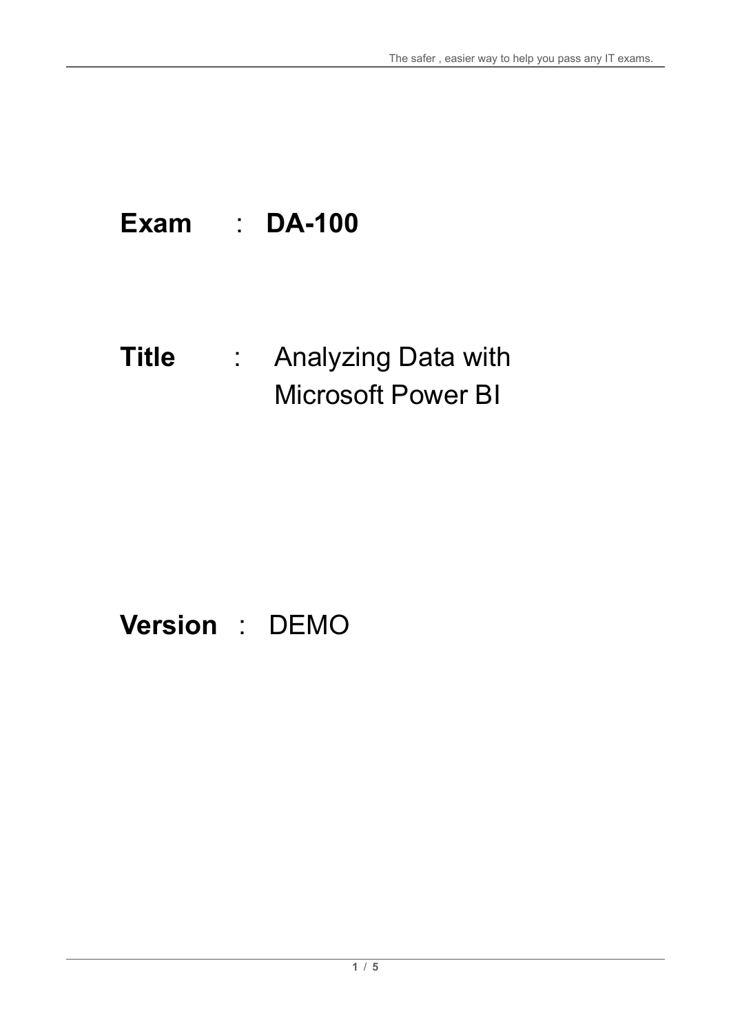**Exam** : **DA-100**

**Title** : Analyzing Data with Microsoft Power BI

**Version** : DEMO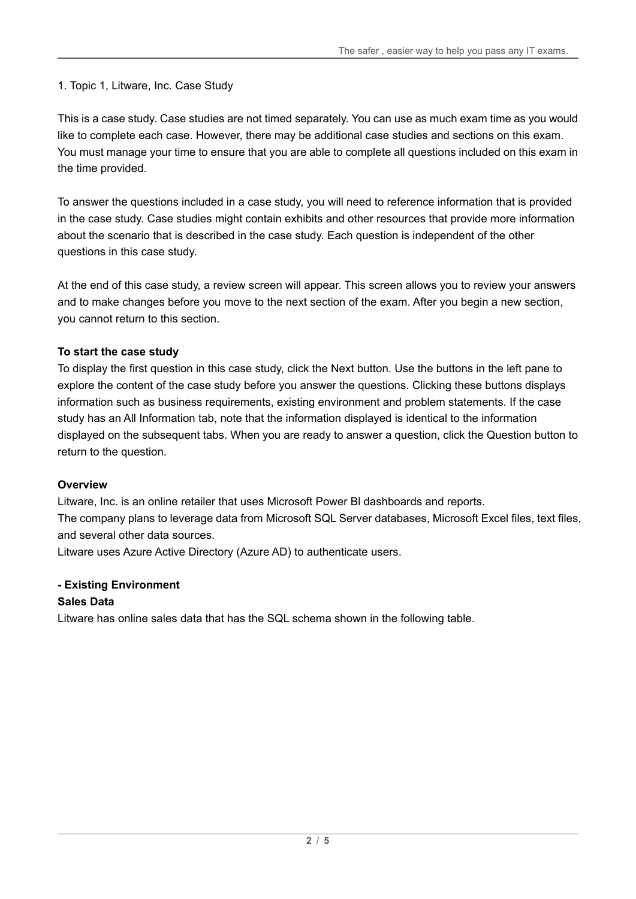1. Topic 1, Litware, Inc. Case Study

This is a case study. Case studies are not timed separately. You can use as much exam time as you would like to complete each case. However, there may be additional case studies and sections on this exam. You must manage your time to ensure that you are able to complete all questions included on this exam in the time provided.

To answer the questions included in a case study, you will need to reference information that is provided in the case study. Case studies might contain exhibits and other resources that provide more information about the scenario that is described in the case study. Each question is independent of the other questions in this case study.

At the end of this case study, a review screen will appear. This screen allows you to review your answers and to make changes before you move to the next section of the exam. After you begin a new section, you cannot return to this section.

**To start the case study**

To display the first question in this case study, click the Next button. Use the buttons in the left pane to explore the content of the case study before you answer the questions. Clicking these buttons displays information such as business requirements, existing environment and problem statements. If the case study has an All Information tab, note that the information displayed is identical to the information displayed on the subsequent tabs. When you are ready to answer a question, click the Question button to return to the question.

**Overview**

Litware, Inc. is an online retailer that uses Microsoft Power BI dashboards and reports.

The company plans to leverage data from Microsoft SQL Server databases, Microsoft Excel files, text files, and several other data sources.

Litware uses Azure Active Directory (Azure AD) to authenticate users.

**- Existing Environment**

**Sales Data**

Litware has online sales data that has the SQL schema shown in the following table.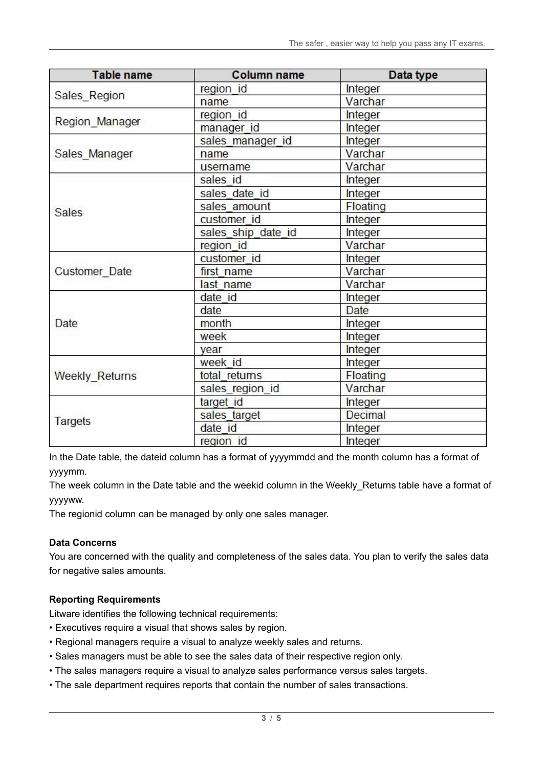| Table name | Column name | Data type |
|---|---|---|
| Sales_Region | region_id | Integer |
| | name | Varchar |
| Region_Manager | region_id | Integer |
| | manager_id | Integer |
| Sales_Manager | sales_manager_id | Integer |
| | name | Varchar |
| | username | Varchar |
| Sales | sales_id | Integer |
| | sales_date_id | Integer |
| | sales_amount | Floating |
| | customer_id | Integer |
| | sales_ship_date_id | Integer |
| | region_id | Varchar |
| Customer_Date | customer_id | Integer |
| | first_name | Varchar |
| | last_name | Varchar |
| Date | date_id | Integer |
| | date | Date |
| | month | Integer |
| | week | Integer |
| | year | Integer |
| Weekly_Returns | week_id | Integer |
| | total_returns | Floating |
| | sales_region_id | Varchar |
| Targets | target_id | Integer |
| | sales_target | Decimal |
| | date_id | Integer |
| | region_id | Integer |

In the Date table, the dateid column has a format of yyyymmdd and the month column has a format of yyyymm.

The week column in the Date table and the weekid column in the Weekly_Returns table have a format of yyyyww.

The regionid column can be managed by only one sales manager.

### Data Concerns

You are concerned with the quality and completeness of the sales data. You plan to verify the sales data for negative sales amounts.

### Reporting Requirements

Litware identifies the following technical requirements:

- Executives require a visual that shows sales by region.
- Regional managers require a visual to analyze weekly sales and returns.
- Sales managers must be able to see the sales data of their respective region only.
- The sales managers require a visual to analyze sales performance versus sales targets.
- The sale department requires reports that contain the number of sales transactions.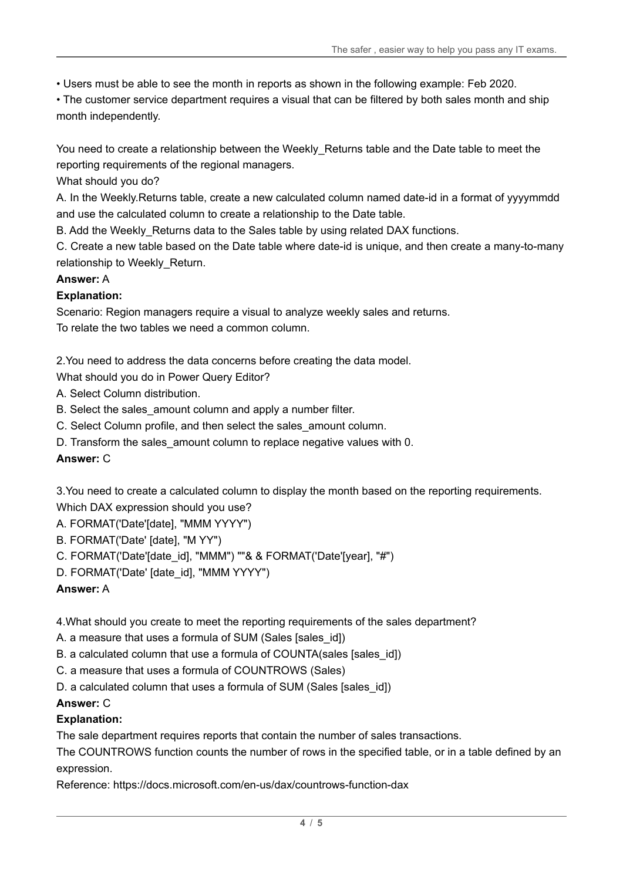• Users must be able to see the month in reports as shown in the following example: Feb 2020.

• The customer service department requires a visual that can be filtered by both sales month and ship month independently.

You need to create a relationship between the Weekly_Returns table and the Date table to meet the reporting requirements of the regional managers.

What should you do?

A. In the Weekly.Returns table, create a new calculated column named date-id in a format of yyyymmdd and use the calculated column to create a relationship to the Date table.

B. Add the Weekly_Returns data to the Sales table by using related DAX functions.

C. Create a new table based on the Date table where date-id is unique, and then create a many-to-many relationship to Weekly_Return.

**Answer:** A

**Explanation:**

Scenario: Region managers require a visual to analyze weekly sales and returns.

To relate the two tables we need a common column.

2.You need to address the data concerns before creating the data model.

What should you do in Power Query Editor?

A. Select Column distribution.

B. Select the sales_amount column and apply a number filter.

C. Select Column profile, and then select the sales_amount column.

D. Transform the sales_amount column to replace negative values with 0.

**Answer:** C

3.You need to create a calculated column to display the month based on the reporting requirements.

Which DAX expression should you use?

A. FORMAT('Date'[date], "MMM YYYY")

B. FORMAT('Date' [date], "M YY")

C. FORMAT('Date'[date_id], "MMM") ""& & FORMAT('Date'[year], "#")

D. FORMAT('Date' [date_id], "MMM YYYY")

**Answer:** A

4.What should you create to meet the reporting requirements of the sales department?

A. a measure that uses a formula of SUM (Sales [sales_id])

B. a calculated column that use a formula of COUNTA(sales [sales_id])

C. a measure that uses a formula of COUNTROWS (Sales)

D. a calculated column that uses a formula of SUM (Sales [sales_id])

**Answer:** C

**Explanation:**

The sale department requires reports that contain the number of sales transactions.

The COUNTROWS function counts the number of rows in the specified table, or in a table defined by an expression.

Reference: https://docs.microsoft.com/en-us/dax/countrows-function-dax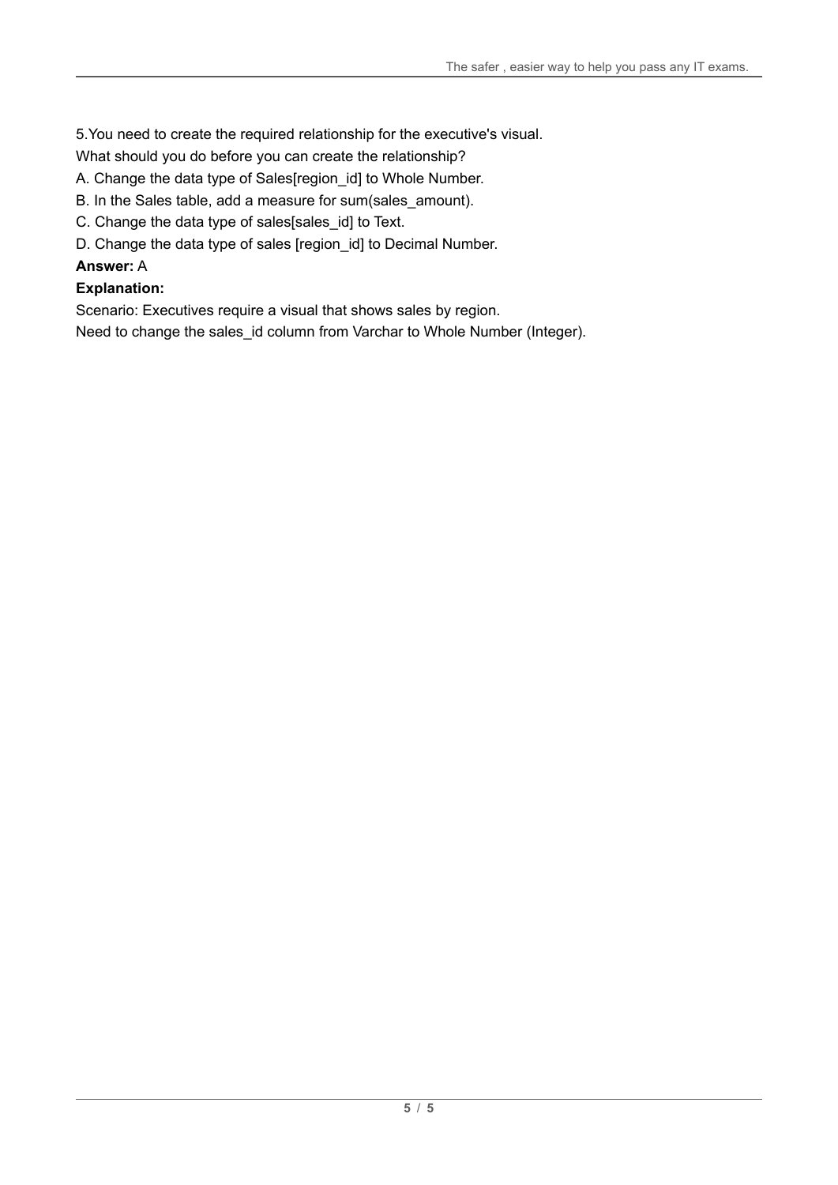5.You need to create the required relationship for the executive's visual.

What should you do before you can create the relationship?

A. Change the data type of Sales[region_id] to Whole Number.

B. In the Sales table, add a measure for sum(sales_amount).

C. Change the data type of sales[sales_id] to Text.

D. Change the data type of sales [region_id] to Decimal Number.

**Answer:** A

**Explanation:**

Scenario: Executives require a visual that shows sales by region.

Need to change the sales_id column from Varchar to Whole Number (Integer).